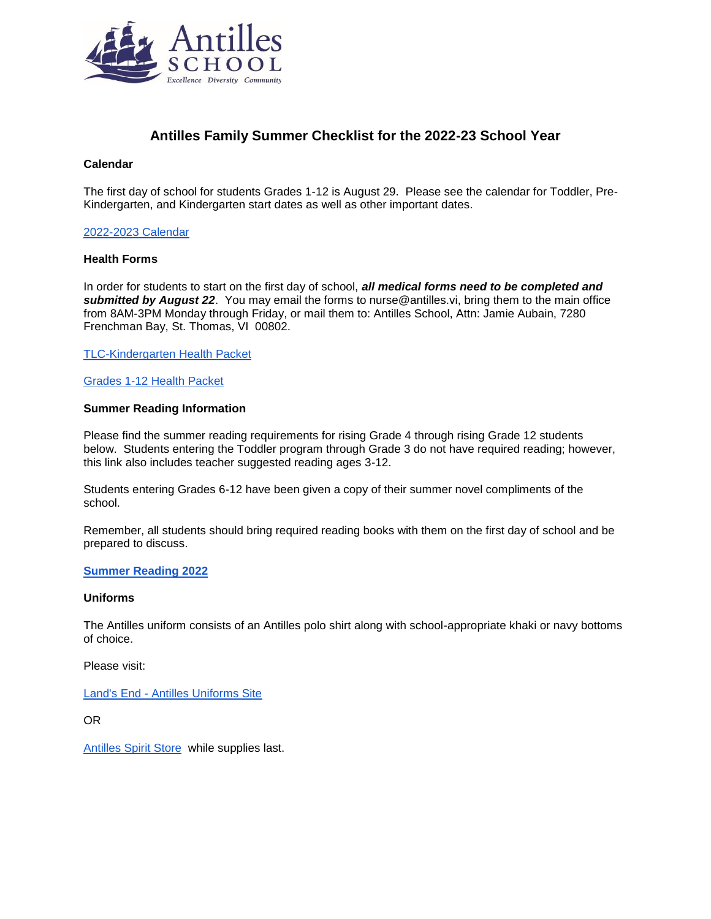# Antilles Family Summer Checklist for the 2022-23 School Year

**Calendar**

The first day of school for students Grades 1-12 is August 29. Please see the calendar for Toddler, Pre-Kindergarten, and Kindergarten start dates as well as other important dates.

2022-2023 Calendar

**Health Forms**

In order for students to start on the first day of school, ***all medical forms need to be completed and submitted by August 22***. You may email the forms to nurse@antilles.vi, bring them to the main office from 8AM-3PM Monday through Friday, or mail them to: Antilles School, Attn: Jamie Aubain, 7280 Frenchman Bay, St. Thomas, VI 00802.

TLC-Kindergarten Health Packet

Grades 1-12 Health Packet

**Summer Reading Information**

Please find the summer reading requirements for rising Grade 4 through rising Grade 12 students below. Students entering the Toddler program through Grade 3 do not have required reading; however, this link also includes teacher suggested reading ages 3-12.

Students entering Grades 6-12 have been given a copy of their summer novel compliments of the school.

Remember, all students should bring required reading books with them on the first day of school and be prepared to discuss.

**Summer Reading 2022**

**Uniforms**

The Antilles uniform consists of an Antilles polo shirt along with school-appropriate khaki or navy bottoms of choice.

Please visit:

Land's End - Antilles Uniforms Site

OR

Antilles Spirit Store while supplies last.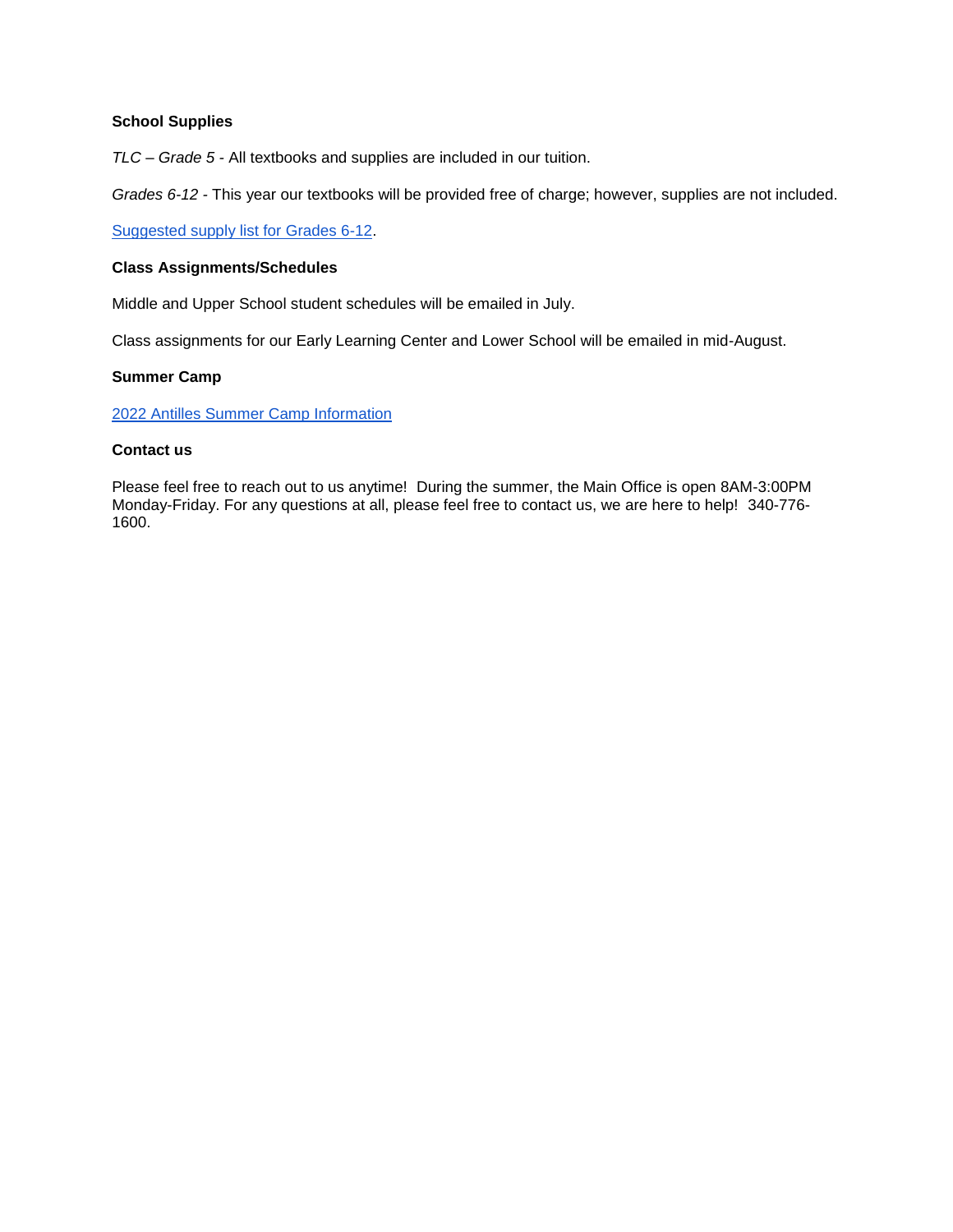**School Supplies**

*TLC – Grade 5* - All textbooks and supplies are included in our tuition.

*Grades 6-12* - This year our textbooks will be provided free of charge; however, supplies are not included.

Suggested supply list for Grades 6-12.

**Class Assignments/Schedules**

Middle and Upper School student schedules will be emailed in July.

Class assignments for our Early Learning Center and Lower School will be emailed in mid-August.

**Summer Camp**

2022 Antilles Summer Camp Information

**Contact us**

Please feel free to reach out to us anytime! During the summer, the Main Office is open 8AM-3:00PM Monday-Friday. For any questions at all, please feel free to contact us, we are here to help! 340-776-1600.